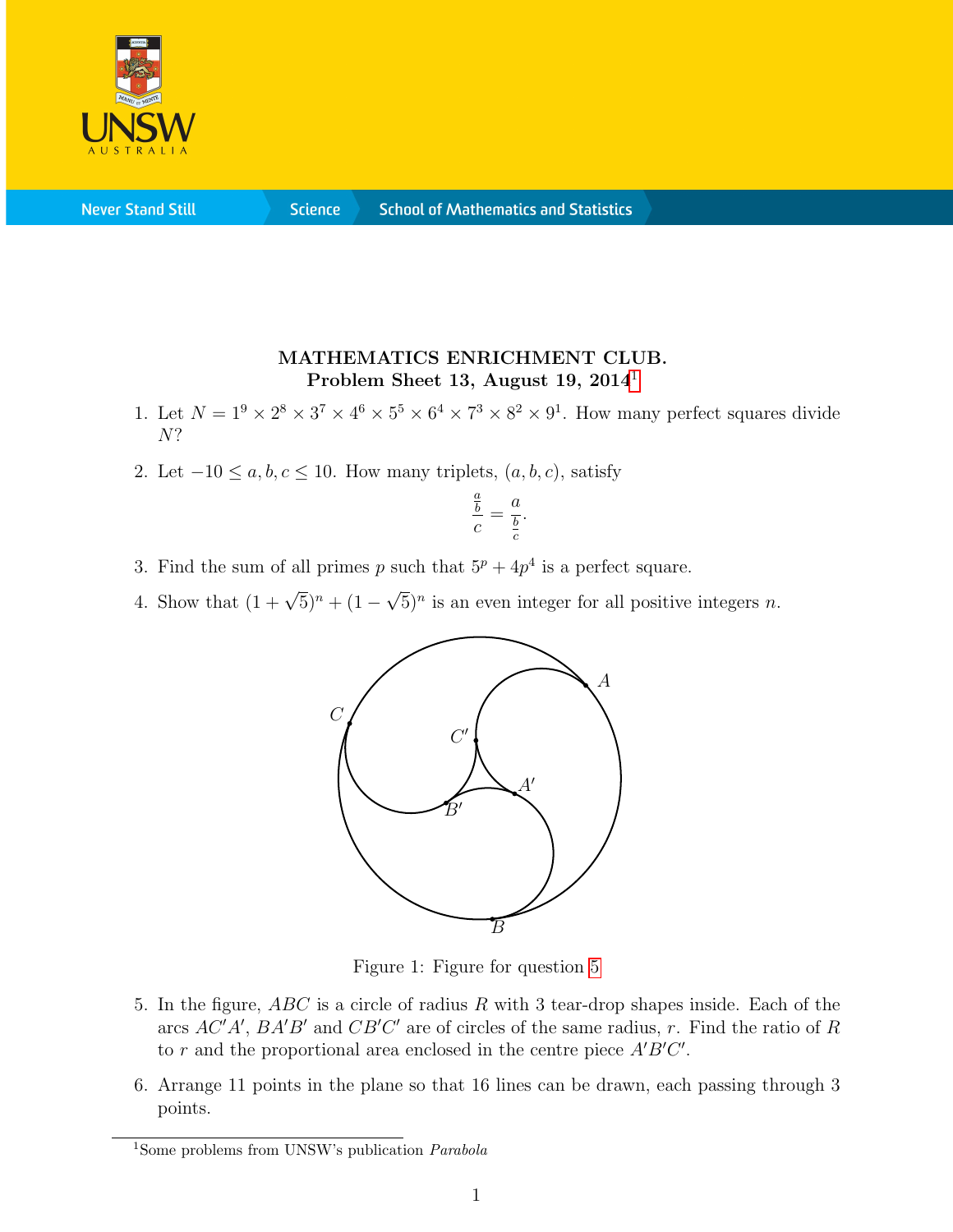# MATHEMATICS ENRICHMENT CLUB.
## Problem Sheet 13, August 19, 2014[1]

1. Let $N = 1^9 \times 2^8 \times 3^7 \times 4^6 \times 5^5 \times 6^4 \times 7^3 \times 8^2 \times 9^1$. How many perfect squares divide $N$?

2. Let $-10 \leq a, b, c \leq 10$. How many triplets, $(a, b, c)$, satisfy
$$\frac{\frac{a}{b}}{c} = \frac{a}{\frac{b}{c}}.$$

3. Find the sum of all primes $p$ such that $5^p + 4p^4$ is a perfect square.

4. Show that $(1 + \sqrt{5})^n + (1 - \sqrt{5})^n$ is an even integer for all positive integers $n$.

Figure 1: Figure for question 5

5. In the figure, $ABC$ is a circle of radius $R$ with 3 tear-drop shapes inside. Each of the arcs $AC'A'$, $BA'B'$ and $CB'C'$ are of circles of the same radius, $r$. Find the ratio of $R$ to $r$ and the proportional area enclosed in the centre piece $A'B'C'$.

6. Arrange 11 points in the plane so that 16 lines can be drawn, each passing through 3 points.

[1] Some problems from UNSW's publication *Parabola*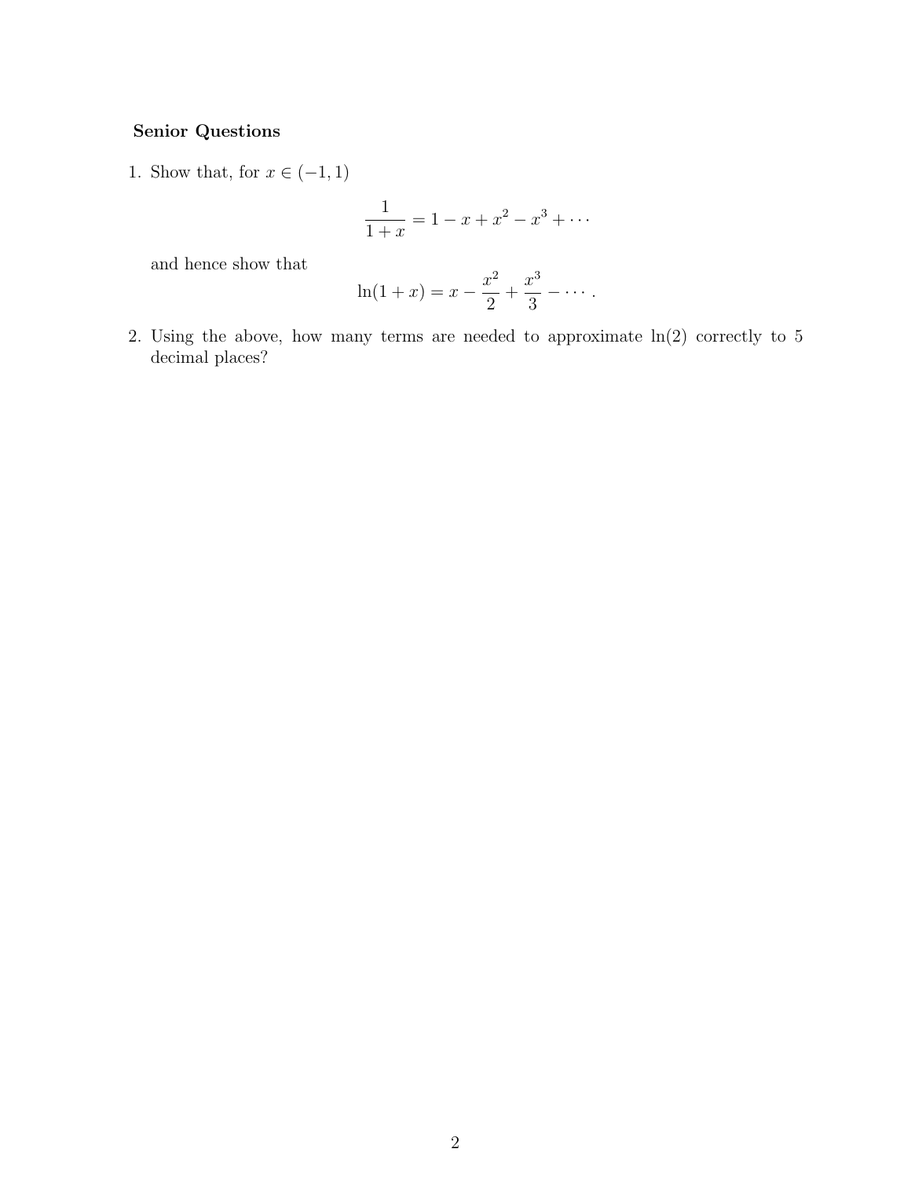**Senior Questions**

1. Show that, for $x \in (-1, 1)$

$$\frac{1}{1+x} = 1 - x + x^2 - x^3 + \cdots$$

   and hence show that

$$\ln(1 + x) = x - \frac{x^2}{2} + \frac{x^3}{3} - \cdots .$$

2. Using the above, how many terms are needed to approximate $\ln(2)$ correctly to 5 decimal places?